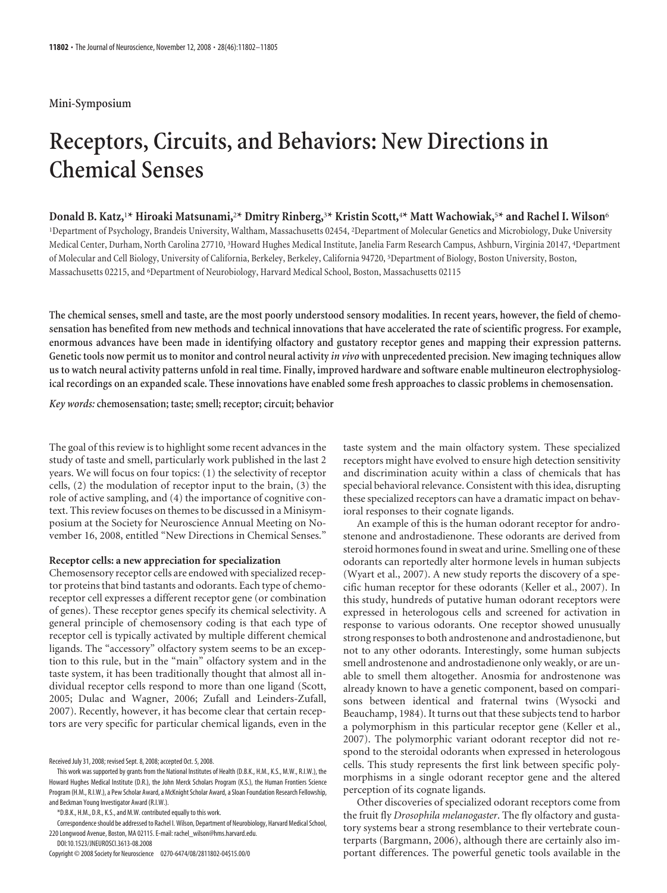Mini-Symposium

# Receptors, Circuits, and Behaviors: New Directions in Chemical Senses

**Donald B. Katz,[1]* Hiroaki Matsunami,[2]* Dmitry Rinberg,[3]* Kristin Scott,[4]* Matt Wachowiak,[5]* and Rachel I. Wilson[6]**

[1]Department of Psychology, Brandeis University, Waltham, Massachusetts 02454, [2]Department of Molecular Genetics and Microbiology, Duke University Medical Center, Durham, North Carolina 27710, [3]Howard Hughes Medical Institute, Janelia Farm Research Campus, Ashburn, Virginia 20147, [4]Department of Molecular and Cell Biology, University of California, Berkeley, Berkeley, California 94720, [5]Department of Biology, Boston University, Boston, Massachusetts 02215, and [6]Department of Neurobiology, Harvard Medical School, Boston, Massachusetts 02115

**The chemical senses, smell and taste, are the most poorly understood sensory modalities. In recent years, however, the field of chemosensation has benefited from new methods and technical innovations that have accelerated the rate of scientific progress. For example, enormous advances have been made in identifying olfactory and gustatory receptor genes and mapping their expression patterns. Genetic tools now permit us to monitor and control neural activity *in vivo* with unprecedented precision. New imaging techniques allow us to watch neural activity patterns unfold in real time. Finally, improved hardware and software enable multineuron electrophysiological recordings on an expanded scale. These innovations have enabled some fresh approaches to classic problems in chemosensation.**

*Key words:* **chemosensation; taste; smell; receptor; circuit; behavior**

The goal of this review is to highlight some recent advances in the study of taste and smell, particularly work published in the last 2 years. We will focus on four topics: (1) the selectivity of receptor cells, (2) the modulation of receptor input to the brain, (3) the role of active sampling, and (4) the importance of cognitive context. This review focuses on themes to be discussed in a Minisymposium at the Society for Neuroscience Annual Meeting on November 16, 2008, entitled "New Directions in Chemical Senses."

### Receptor cells: a new appreciation for specialization

Chemosensory receptor cells are endowed with specialized receptor proteins that bind tastants and odorants. Each type of chemoreceptor cell expresses a different receptor gene (or combination of genes). These receptor genes specify its chemical selectivity. A general principle of chemosensory coding is that each type of receptor cell is typically activated by multiple different chemical ligands. The "accessory" olfactory system seems to be an exception to this rule, but in the "main" olfactory system and in the taste system, it has been traditionally thought that almost all individual receptor cells respond to more than one ligand (Scott, 2005; Dulac and Wagner, 2006; Zufall and Leinders-Zufall, 2007). Recently, however, it has become clear that certain receptors are very specific for particular chemical ligands, even in the taste system and the main olfactory system. These specialized receptors might have evolved to ensure high detection sensitivity and discrimination acuity within a class of chemicals that has special behavioral relevance. Consistent with this idea, disrupting these specialized receptors can have a dramatic impact on behavioral responses to their cognate ligands.

An example of this is the human odorant receptor for androstenone and androstadienone. These odorants are derived from steroid hormones found in sweat and urine. Smelling one of these odorants can reportedly alter hormone levels in human subjects (Wyart et al., 2007). A new study reports the discovery of a specific human receptor for these odorants (Keller et al., 2007). In this study, hundreds of putative human odorant receptors were expressed in heterologous cells and screened for activation in response to various odorants. One receptor showed unusually strong responses to both androstenone and androstadienone, but not to any other odorants. Interestingly, some human subjects smell androstenone and androstadienone only weakly, or are unable to smell them altogether. Anosmia for androstenone was already known to have a genetic component, based on comparisons between identical and fraternal twins (Wysocki and Beauchamp, 1984). It turns out that these subjects tend to harbor a polymorphism in this particular receptor gene (Keller et al., 2007). The polymorphic variant odorant receptor did not respond to the steroidal odorants when expressed in heterologous cells. This study represents the first link between specific polymorphisms in a single odorant receptor gene and the altered perception of its cognate ligands.

Other discoveries of specialized odorant receptors come from the fruit fly *Drosophila melanogaster*. The fly olfactory and gustatory systems bear a strong resemblance to their vertebrate counterparts (Bargmann, 2006), although there are certainly also important differences. The powerful genetic tools available in the

Received July 31, 2008; revised Sept. 8, 2008; accepted Oct. 5, 2008.

This work was supported by grants from the National Institutes of Health (D.B.K., H.M., K.S., M.W., R.I.W.), the Howard Hughes Medical Institute (D.R.), the John Merck Scholars Program (K.S.), the Human Frontiers Science Program (H.M., R.I.W.), a Pew Scholar Award, a McKnight Scholar Award, a Sloan Foundation Research Fellowship, and Beckman Young Investigator Award (R.I.W.).

*D.B.K., H.M., D.R., K.S., and M.W. contributed equally to this work.

Correspondence should be addressed to Rachel I. Wilson, Department of Neurobiology, Harvard Medical School, 220 Longwood Avenue, Boston, MA 02115. E-mail: rachel_wilson@hms.harvard.edu.

DOI:10.1523/JNEUROSCI.3613-08.2008

Copyright © 2008 Society for Neuroscience 0270-6474/08/2811802-04$15.00/0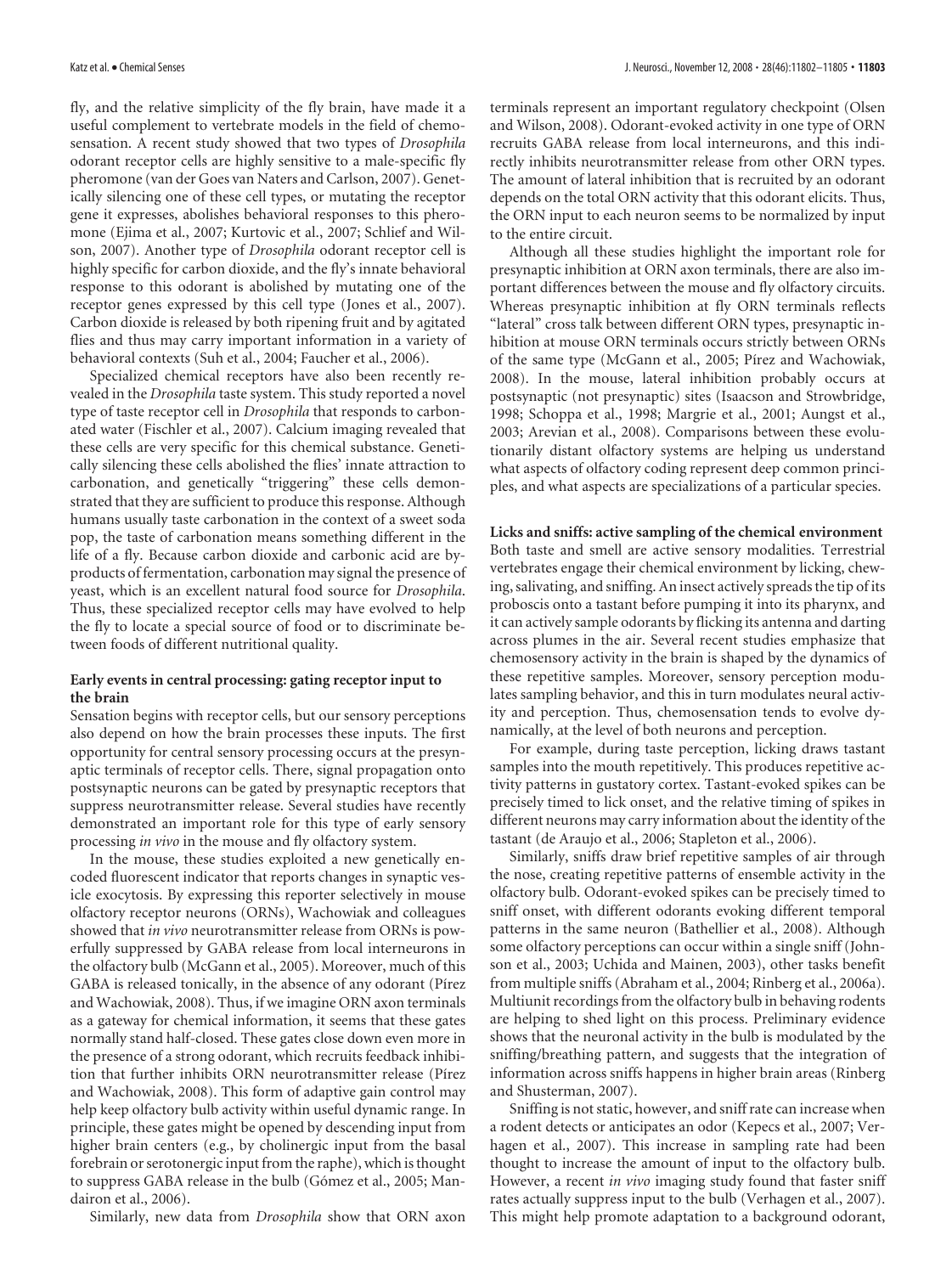fly, and the relative simplicity of the fly brain, have made it a useful complement to vertebrate models in the field of chemosensation. A recent study showed that two types of *Drosophila* odorant receptor cells are highly sensitive to a male-specific fly pheromone (van der Goes van Naters and Carlson, 2007). Genetically silencing one of these cell types, or mutating the receptor gene it expresses, abolishes behavioral responses to this pheromone (Ejima et al., 2007; Kurtovic et al., 2007; Schlief and Wilson, 2007). Another type of *Drosophila* odorant receptor cell is highly specific for carbon dioxide, and the fly's innate behavioral response to this odorant is abolished by mutating one of the receptor genes expressed by this cell type (Jones et al., 2007). Carbon dioxide is released by both ripening fruit and by agitated flies and thus may carry important information in a variety of behavioral contexts (Suh et al., 2004; Faucher et al., 2006).

Specialized chemical receptors have also been recently revealed in the *Drosophila* taste system. This study reported a novel type of taste receptor cell in *Drosophila* that responds to carbonated water (Fischler et al., 2007). Calcium imaging revealed that these cells are very specific for this chemical substance. Genetically silencing these cells abolished the flies' innate attraction to carbonation, and genetically "triggering" these cells demonstrated that they are sufficient to produce this response. Although humans usually taste carbonation in the context of a sweet soda pop, the taste of carbonation means something different in the life of a fly. Because carbon dioxide and carbonic acid are byproducts of fermentation, carbonation may signal the presence of yeast, which is an excellent natural food source for *Drosophila*. Thus, these specialized receptor cells may have evolved to help the fly to locate a special source of food or to discriminate between foods of different nutritional quality.

**Early events in central processing: gating receptor input to the brain**

Sensation begins with receptor cells, but our sensory perceptions also depend on how the brain processes these inputs. The first opportunity for central sensory processing occurs at the presynaptic terminals of receptor cells. There, signal propagation onto postsynaptic neurons can be gated by presynaptic receptors that suppress neurotransmitter release. Several studies have recently demonstrated an important role for this type of early sensory processing *in vivo* in the mouse and fly olfactory system.

In the mouse, these studies exploited a new genetically encoded fluorescent indicator that reports changes in synaptic vesicle exocytosis. By expressing this reporter selectively in mouse olfactory receptor neurons (ORNs), Wachowiak and colleagues showed that *in vivo* neurotransmitter release from ORNs is powerfully suppressed by GABA release from local interneurons in the olfactory bulb (McGann et al., 2005). Moreover, much of this GABA is released tonically, in the absence of any odorant (Pírez and Wachowiak, 2008). Thus, if we imagine ORN axon terminals as a gateway for chemical information, it seems that these gates normally stand half-closed. These gates close down even more in the presence of a strong odorant, which recruits feedback inhibition that further inhibits ORN neurotransmitter release (Pírez and Wachowiak, 2008). This form of adaptive gain control may help keep olfactory bulb activity within useful dynamic range. In principle, these gates might be opened by descending input from higher brain centers (e.g., by cholinergic input from the basal forebrain or serotonergic input from the raphe), which is thought to suppress GABA release in the bulb (Gómez et al., 2005; Mandairon et al., 2006).

Similarly, new data from *Drosophila* show that ORN axon terminals represent an important regulatory checkpoint (Olsen and Wilson, 2008). Odorant-evoked activity in one type of ORN recruits GABA release from local interneurons, and this indirectly inhibits neurotransmitter release from other ORN types. The amount of lateral inhibition that is recruited by an odorant depends on the total ORN activity that this odorant elicits. Thus, the ORN input to each neuron seems to be normalized by input to the entire circuit.

Although all these studies highlight the important role for presynaptic inhibition at ORN axon terminals, there are also important differences between the mouse and fly olfactory circuits. Whereas presynaptic inhibition at fly ORN terminals reflects "lateral" cross talk between different ORN types, presynaptic inhibition at mouse ORN terminals occurs strictly between ORNs of the same type (McGann et al., 2005; Pírez and Wachowiak, 2008). In the mouse, lateral inhibition probably occurs at postsynaptic (not presynaptic) sites (Isaacson and Strowbridge, 1998; Schoppa et al., 1998; Margrie et al., 2001; Aungst et al., 2003; Arevian et al., 2008). Comparisons between these evolutionarily distant olfactory systems are helping us understand what aspects of olfactory coding represent deep common principles, and what aspects are specializations of a particular species.

**Licks and sniffs: active sampling of the chemical environment**

Both taste and smell are active sensory modalities. Terrestrial vertebrates engage their chemical environment by licking, chewing, salivating, and sniffing. An insect actively spreads the tip of its proboscis onto a tastant before pumping it into its pharynx, and it can actively sample odorants by flicking its antenna and darting across plumes in the air. Several recent studies emphasize that chemosensory activity in the brain is shaped by the dynamics of these repetitive samples. Moreover, sensory perception modulates sampling behavior, and this in turn modulates neural activity and perception. Thus, chemosensation tends to evolve dynamically, at the level of both neurons and perception.

For example, during taste perception, licking draws tastant samples into the mouth repetitively. This produces repetitive activity patterns in gustatory cortex. Tastant-evoked spikes can be precisely timed to lick onset, and the relative timing of spikes in different neurons may carry information about the identity of the tastant (de Araujo et al., 2006; Stapleton et al., 2006).

Similarly, sniffs draw brief repetitive samples of air through the nose, creating repetitive patterns of ensemble activity in the olfactory bulb. Odorant-evoked spikes can be precisely timed to sniff onset, with different odorants evoking different temporal patterns in the same neuron (Bathellier et al., 2008). Although some olfactory perceptions can occur within a single sniff (Johnson et al., 2003; Uchida and Mainen, 2003), other tasks benefit from multiple sniffs (Abraham et al., 2004; Rinberg et al., 2006a). Multiunit recordings from the olfactory bulb in behaving rodents are helping to shed light on this process. Preliminary evidence shows that the neuronal activity in the bulb is modulated by the sniffing/breathing pattern, and suggests that the integration of information across sniffs happens in higher brain areas (Rinberg and Shusterman, 2007).

Sniffing is not static, however, and sniff rate can increase when a rodent detects or anticipates an odor (Kepecs et al., 2007; Verhagen et al., 2007). This increase in sampling rate had been thought to increase the amount of input to the olfactory bulb. However, a recent *in vivo* imaging study found that faster sniff rates actually suppress input to the bulb (Verhagen et al., 2007). This might help promote adaptation to a background odorant,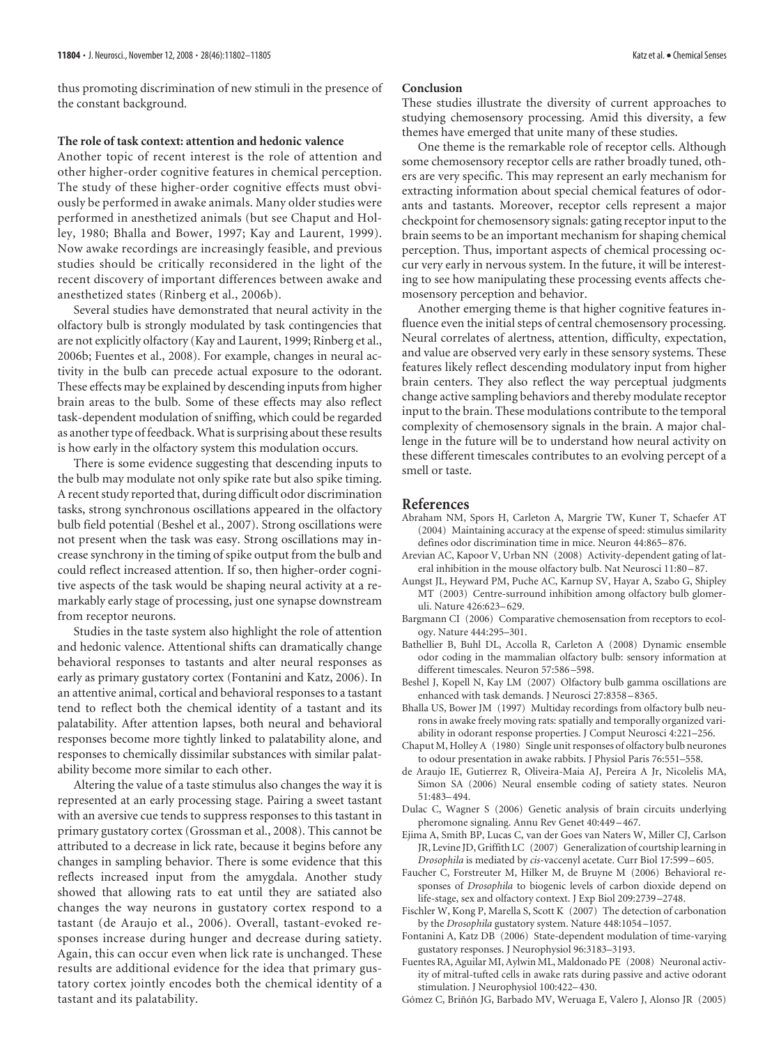thus promoting discrimination of new stimuli in the presence of the constant background.

### The role of task context: attention and hedonic valence

Another topic of recent interest is the role of attention and other higher-order cognitive features in chemical perception. The study of these higher-order cognitive effects must obviously be performed in awake animals. Many older studies were performed in anesthetized animals (but see Chaput and Holley, 1980; Bhalla and Bower, 1997; Kay and Laurent, 1999). Now awake recordings are increasingly feasible, and previous studies should be critically reconsidered in the light of the recent discovery of important differences between awake and anesthetized states (Rinberg et al., 2006b).

Several studies have demonstrated that neural activity in the olfactory bulb is strongly modulated by task contingencies that are not explicitly olfactory (Kay and Laurent, 1999; Rinberg et al., 2006b; Fuentes et al., 2008). For example, changes in neural activity in the bulb can precede actual exposure to the odorant. These effects may be explained by descending inputs from higher brain areas to the bulb. Some of these effects may also reflect task-dependent modulation of sniffing, which could be regarded as another type of feedback. What is surprising about these results is how early in the olfactory system this modulation occurs.

There is some evidence suggesting that descending inputs to the bulb may modulate not only spike rate but also spike timing. A recent study reported that, during difficult odor discrimination tasks, strong synchronous oscillations appeared in the olfactory bulb field potential (Beshel et al., 2007). Strong oscillations were not present when the task was easy. Strong oscillations may increase synchrony in the timing of spike output from the bulb and could reflect increased attention. If so, then higher-order cognitive aspects of the task would be shaping neural activity at a remarkably early stage of processing, just one synapse downstream from receptor neurons.

Studies in the taste system also highlight the role of attention and hedonic valence. Attentional shifts can dramatically change behavioral responses to tastants and alter neural responses as early as primary gustatory cortex (Fontanini and Katz, 2006). In an attentive animal, cortical and behavioral responses to a tastant tend to reflect both the chemical identity of a tastant and its palatability. After attention lapses, both neural and behavioral responses become more tightly linked to palatability alone, and responses to chemically dissimilar substances with similar palatability become more similar to each other.

Altering the value of a taste stimulus also changes the way it is represented at an early processing stage. Pairing a sweet tastant with an aversive cue tends to suppress responses to this tastant in primary gustatory cortex (Grossman et al., 2008). This cannot be attributed to a decrease in lick rate, because it begins before any changes in sampling behavior. There is some evidence that this reflects increased input from the amygdala. Another study showed that allowing rats to eat until they are satiated also changes the way neurons in gustatory cortex respond to a tastant (de Araujo et al., 2006). Overall, tastant-evoked responses increase during hunger and decrease during satiety. Again, this can occur even when lick rate is unchanged. These results are additional evidence for the idea that primary gustatory cortex jointly encodes both the chemical identity of a tastant and its palatability.

### Conclusion

These studies illustrate the diversity of current approaches to studying chemosensory processing. Amid this diversity, a few themes have emerged that unite many of these studies.

One theme is the remarkable role of receptor cells. Although some chemosensory receptor cells are rather broadly tuned, others are very specific. This may represent an early mechanism for extracting information about special chemical features of odorants and tastants. Moreover, receptor cells represent a major checkpoint for chemosensory signals: gating receptor input to the brain seems to be an important mechanism for shaping chemical perception. Thus, important aspects of chemical processing occur very early in nervous system. In the future, it will be interesting to see how manipulating these processing events affects chemosensory perception and behavior.

Another emerging theme is that higher cognitive features influence even the initial steps of central chemosensory processing. Neural correlates of alertness, attention, difficulty, expectation, and value are observed very early in these sensory systems. These features likely reflect descending modulatory input from higher brain centers. They also reflect the way perceptual judgments change active sampling behaviors and thereby modulate receptor input to the brain. These modulations contribute to the temporal complexity of chemosensory signals in the brain. A major challenge in the future will be to understand how neural activity on these different timescales contributes to an evolving percept of a smell or taste.

## References

Abraham NM, Spors H, Carleton A, Margrie TW, Kuner T, Schaefer AT (2004) Maintaining accuracy at the expense of speed: stimulus similarity defines odor discrimination time in mice. Neuron 44:865–876.

Arevian AC, Kapoor V, Urban NN (2008) Activity-dependent gating of lateral inhibition in the mouse olfactory bulb. Nat Neurosci 11:80–87.

Aungst JL, Heyward PM, Puche AC, Karnup SV, Hayar A, Szabo G, Shipley MT (2003) Centre-surround inhibition among olfactory bulb glomeruli. Nature 426:623–629.

Bargmann CI (2006) Comparative chemosensation from receptors to ecology. Nature 444:295–301.

Bathellier B, Buhl DL, Accolla R, Carleton A (2008) Dynamic ensemble odor coding in the mammalian olfactory bulb: sensory information at different timescales. Neuron 57:586–598.

Beshel J, Kopell N, Kay LM (2007) Olfactory bulb gamma oscillations are enhanced with task demands. J Neurosci 27:8358–8365.

Bhalla US, Bower JM (1997) Multiday recordings from olfactory bulb neurons in awake freely moving rats: spatially and temporally organized variability in odorant response properties. J Comput Neurosci 4:221–256.

Chaput M, Holley A (1980) Single unit responses of olfactory bulb neurones to odour presentation in awake rabbits. J Physiol Paris 76:551–558.

de Araujo IE, Gutierrez R, Oliveira-Maia AJ, Pereira A Jr, Nicolelis MA, Simon SA (2006) Neural ensemble coding of satiety states. Neuron 51:483–494.

Dulac C, Wagner S (2006) Genetic analysis of brain circuits underlying pheromone signaling. Annu Rev Genet 40:449–467.

Ejima A, Smith BP, Lucas C, van der Goes van Naters W, Miller CJ, Carlson JR, Levine JD, Griffith LC (2007) Generalization of courtship learning in *Drosophila* is mediated by *cis*-vaccenyl acetate. Curr Biol 17:599–605.

Faucher C, Forstreuter M, Hilker M, de Bruyne M (2006) Behavioral responses of *Drosophila* to biogenic levels of carbon dioxide depend on life-stage, sex and olfactory context. J Exp Biol 209:2739–2748.

Fischler W, Kong P, Marella S, Scott K (2007) The detection of carbonation by the *Drosophila* gustatory system. Nature 448:1054–1057.

Fontanini A, Katz DB (2006) State-dependent modulation of time-varying gustatory responses. J Neurophysiol 96:3183–3193.

Fuentes RA, Aguilar MI, Aylwin ML, Maldonado PE (2008) Neuronal activity of mitral-tufted cells in awake rats during passive and active odorant stimulation. J Neurophysiol 100:422–430.

Gómez C, Briñón JG, Barbado MV, Weruaga E, Valero J, Alonso JR (2005)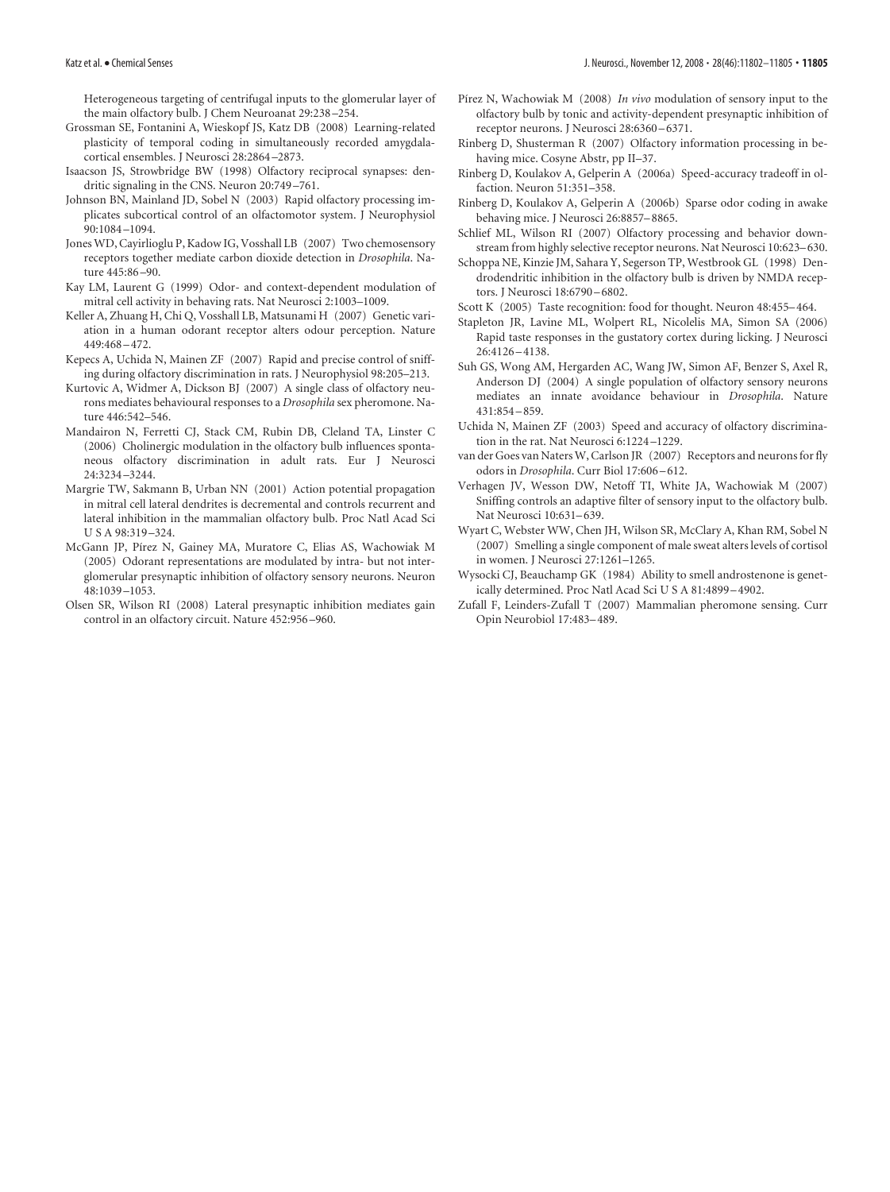Heterogeneous targeting of centrifugal inputs to the glomerular layer of the main olfactory bulb. J Chem Neuroanat 29:238–254.

Grossman SE, Fontanini A, Wieskopf JS, Katz DB (2008) Learning-related plasticity of temporal coding in simultaneously recorded amygdala-cortical ensembles. J Neurosci 28:2864–2873.

Isaacson JS, Strowbridge BW (1998) Olfactory reciprocal synapses: dendritic signaling in the CNS. Neuron 20:749–761.

Johnson BN, Mainland JD, Sobel N (2003) Rapid olfactory processing implicates subcortical control of an olfactomotor system. J Neurophysiol 90:1084–1094.

Jones WD, Cayirlioglu P, Kadow IG, Vosshall LB (2007) Two chemosensory receptors together mediate carbon dioxide detection in *Drosophila*. Nature 445:86–90.

Kay LM, Laurent G (1999) Odor- and context-dependent modulation of mitral cell activity in behaving rats. Nat Neurosci 2:1003–1009.

Keller A, Zhuang H, Chi Q, Vosshall LB, Matsunami H (2007) Genetic variation in a human odorant receptor alters odour perception. Nature 449:468–472.

Kepecs A, Uchida N, Mainen ZF (2007) Rapid and precise control of sniffing during olfactory discrimination in rats. J Neurophysiol 98:205–213.

Kurtovic A, Widmer A, Dickson BJ (2007) A single class of olfactory neurons mediates behavioural responses to a *Drosophila* sex pheromone. Nature 446:542–546.

Mandairon N, Ferretti CJ, Stack CM, Rubin DB, Cleland TA, Linster C (2006) Cholinergic modulation in the olfactory bulb influences spontaneous olfactory discrimination in adult rats. Eur J Neurosci 24:3234–3244.

Margrie TW, Sakmann B, Urban NN (2001) Action potential propagation in mitral cell lateral dendrites is decremental and controls recurrent and lateral inhibition in the mammalian olfactory bulb. Proc Natl Acad Sci U S A 98:319–324.

McGann JP, Pírez N, Gainey MA, Muratore C, Elias AS, Wachowiak M (2005) Odorant representations are modulated by intra- but not interglomerular presynaptic inhibition of olfactory sensory neurons. Neuron 48:1039–1053.

Olsen SR, Wilson RI (2008) Lateral presynaptic inhibition mediates gain control in an olfactory circuit. Nature 452:956–960.

Pírez N, Wachowiak M (2008) *In vivo* modulation of sensory input to the olfactory bulb by tonic and activity-dependent presynaptic inhibition of receptor neurons. J Neurosci 28:6360–6371.

Rinberg D, Shusterman R (2007) Olfactory information processing in behaving mice. Cosyne Abstr, pp II–37.

Rinberg D, Koulakov A, Gelperin A (2006a) Speed-accuracy tradeoff in olfaction. Neuron 51:351–358.

Rinberg D, Koulakov A, Gelperin A (2006b) Sparse odor coding in awake behaving mice. J Neurosci 26:8857–8865.

Schlief ML, Wilson RI (2007) Olfactory processing and behavior downstream from highly selective receptor neurons. Nat Neurosci 10:623–630.

Schoppa NE, Kinzie JM, Sahara Y, Segerson TP, Westbrook GL (1998) Dendrodendritic inhibition in the olfactory bulb is driven by NMDA receptors. J Neurosci 18:6790–6802.

Scott K (2005) Taste recognition: food for thought. Neuron 48:455–464.

Stapleton JR, Lavine ML, Wolpert RL, Nicolelis MA, Simon SA (2006) Rapid taste responses in the gustatory cortex during licking. J Neurosci 26:4126–4138.

Suh GS, Wong AM, Hergarden AC, Wang JW, Simon AF, Benzer S, Axel R, Anderson DJ (2004) A single population of olfactory sensory neurons mediates an innate avoidance behaviour in *Drosophila*. Nature 431:854–859.

Uchida N, Mainen ZF (2003) Speed and accuracy of olfactory discrimination in the rat. Nat Neurosci 6:1224–1229.

van der Goes van Naters W, Carlson JR (2007) Receptors and neurons for fly odors in *Drosophila*. Curr Biol 17:606–612.

Verhagen JV, Wesson DW, Netoff TI, White JA, Wachowiak M (2007) Sniffing controls an adaptive filter of sensory input to the olfactory bulb. Nat Neurosci 10:631–639.

Wyart C, Webster WW, Chen JH, Wilson SR, McClary A, Khan RM, Sobel N (2007) Smelling a single component of male sweat alters levels of cortisol in women. J Neurosci 27:1261–1265.

Wysocki CJ, Beauchamp GK (1984) Ability to smell androstenone is genetically determined. Proc Natl Acad Sci U S A 81:4899–4902.

Zufall F, Leinders-Zufall T (2007) Mammalian pheromone sensing. Curr Opin Neurobiol 17:483–489.